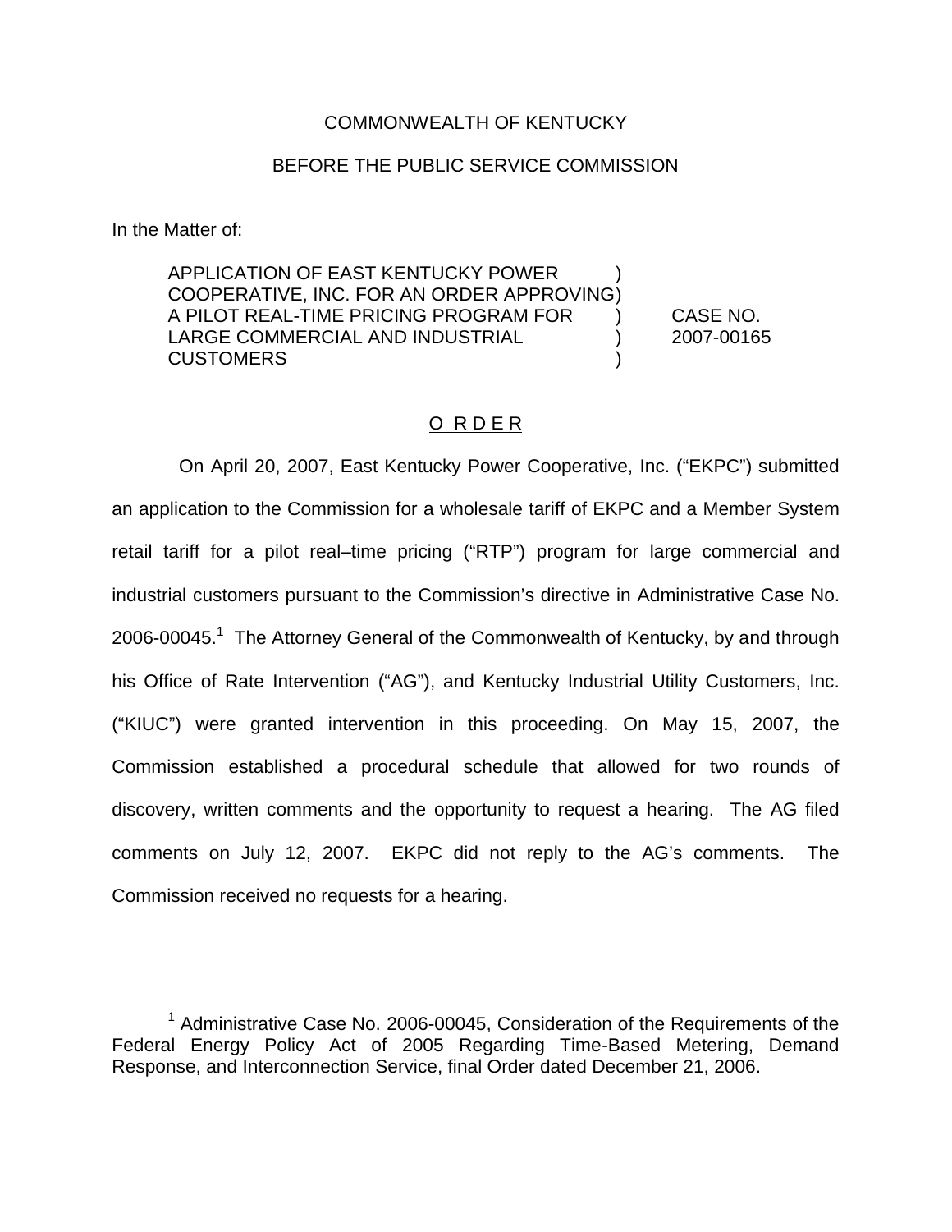COMMONWEALTH OF KENTUCKY

BEFORE THE PUBLIC SERVICE COMMISSION

In the Matter of:

| | | |
|---|---|---|
| APPLICATION OF EAST KENTUCKY POWER COOPERATIVE, INC. FOR AN ORDER APPROVING A PILOT REAL-TIME PRICING PROGRAM FOR LARGE COMMERCIAL AND INDUSTRIAL CUSTOMERS | ) ) ) ) ) | CASE NO. 2007-00165 |

O R D E R

On April 20, 2007, East Kentucky Power Cooperative, Inc. ("EKPC") submitted an application to the Commission for a wholesale tariff of EKPC and a Member System retail tariff for a pilot real–time pricing ("RTP") program for large commercial and industrial customers pursuant to the Commission's directive in Administrative Case No. 2006-00045.[1] The Attorney General of the Commonwealth of Kentucky, by and through his Office of Rate Intervention ("AG"), and Kentucky Industrial Utility Customers, Inc. ("KIUC") were granted intervention in this proceeding. On May 15, 2007, the Commission established a procedural schedule that allowed for two rounds of discovery, written comments and the opportunity to request a hearing. The AG filed comments on July 12, 2007. EKPC did not reply to the AG's comments. The Commission received no requests for a hearing.

[1] Administrative Case No. 2006-00045, Consideration of the Requirements of the Federal Energy Policy Act of 2005 Regarding Time-Based Metering, Demand Response, and Interconnection Service, final Order dated December 21, 2006.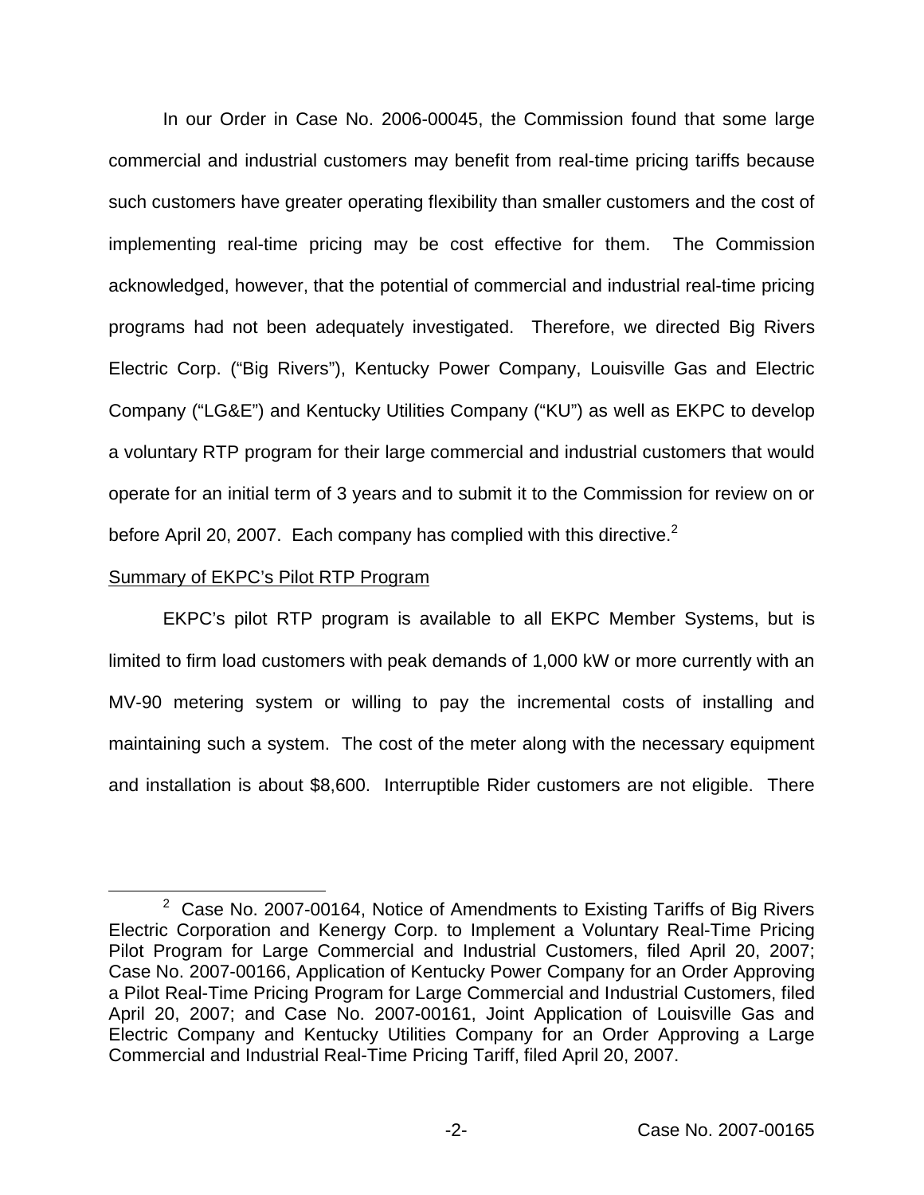In our Order in Case No. 2006-00045, the Commission found that some large commercial and industrial customers may benefit from real-time pricing tariffs because such customers have greater operating flexibility than smaller customers and the cost of implementing real-time pricing may be cost effective for them. The Commission acknowledged, however, that the potential of commercial and industrial real-time pricing programs had not been adequately investigated. Therefore, we directed Big Rivers Electric Corp. ("Big Rivers"), Kentucky Power Company, Louisville Gas and Electric Company ("LG&E") and Kentucky Utilities Company ("KU") as well as EKPC to develop a voluntary RTP program for their large commercial and industrial customers that would operate for an initial term of 3 years and to submit it to the Commission for review on or before April 20, 2007. Each company has complied with this directive.[2]

Summary of EKPC's Pilot RTP Program

EKPC's pilot RTP program is available to all EKPC Member Systems, but is limited to firm load customers with peak demands of 1,000 kW or more currently with an MV-90 metering system or willing to pay the incremental costs of installing and maintaining such a system. The cost of the meter along with the necessary equipment and installation is about $8,600. Interruptible Rider customers are not eligible. There

[2] Case No. 2007-00164, Notice of Amendments to Existing Tariffs of Big Rivers Electric Corporation and Kenergy Corp. to Implement a Voluntary Real-Time Pricing Pilot Program for Large Commercial and Industrial Customers, filed April 20, 2007; Case No. 2007-00166, Application of Kentucky Power Company for an Order Approving a Pilot Real-Time Pricing Program for Large Commercial and Industrial Customers, filed April 20, 2007; and Case No. 2007-00161, Joint Application of Louisville Gas and Electric Company and Kentucky Utilities Company for an Order Approving a Large Commercial and Industrial Real-Time Pricing Tariff, filed April 20, 2007.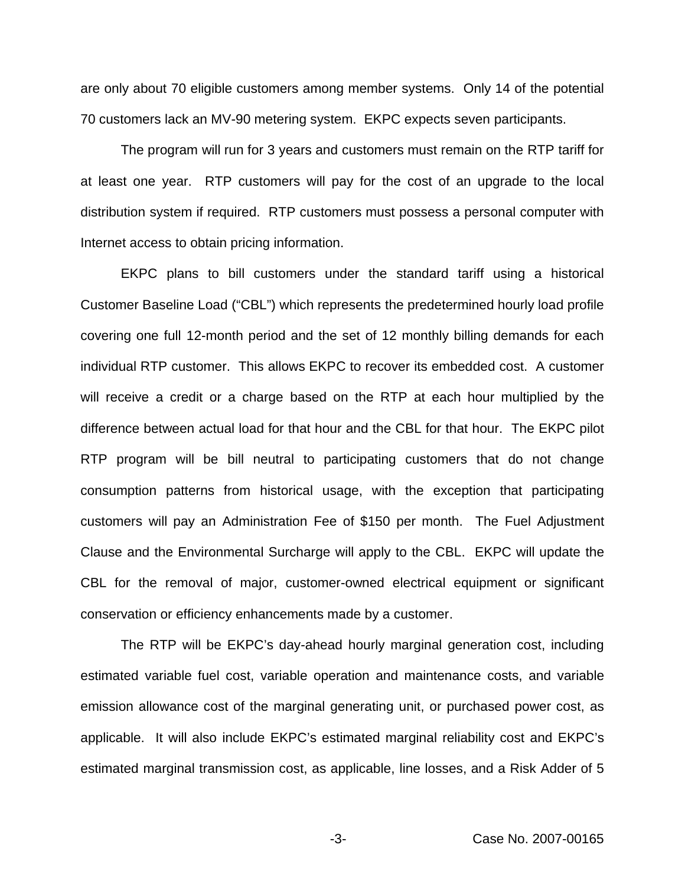are only about 70 eligible customers among member systems. Only 14 of the potential 70 customers lack an MV-90 metering system. EKPC expects seven participants.

The program will run for 3 years and customers must remain on the RTP tariff for at least one year. RTP customers will pay for the cost of an upgrade to the local distribution system if required. RTP customers must possess a personal computer with Internet access to obtain pricing information.

EKPC plans to bill customers under the standard tariff using a historical Customer Baseline Load ("CBL") which represents the predetermined hourly load profile covering one full 12-month period and the set of 12 monthly billing demands for each individual RTP customer. This allows EKPC to recover its embedded cost. A customer will receive a credit or a charge based on the RTP at each hour multiplied by the difference between actual load for that hour and the CBL for that hour. The EKPC pilot RTP program will be bill neutral to participating customers that do not change consumption patterns from historical usage, with the exception that participating customers will pay an Administration Fee of $150 per month. The Fuel Adjustment Clause and the Environmental Surcharge will apply to the CBL. EKPC will update the CBL for the removal of major, customer-owned electrical equipment or significant conservation or efficiency enhancements made by a customer.

The RTP will be EKPC's day-ahead hourly marginal generation cost, including estimated variable fuel cost, variable operation and maintenance costs, and variable emission allowance cost of the marginal generating unit, or purchased power cost, as applicable. It will also include EKPC's estimated marginal reliability cost and EKPC's estimated marginal transmission cost, as applicable, line losses, and a Risk Adder of 5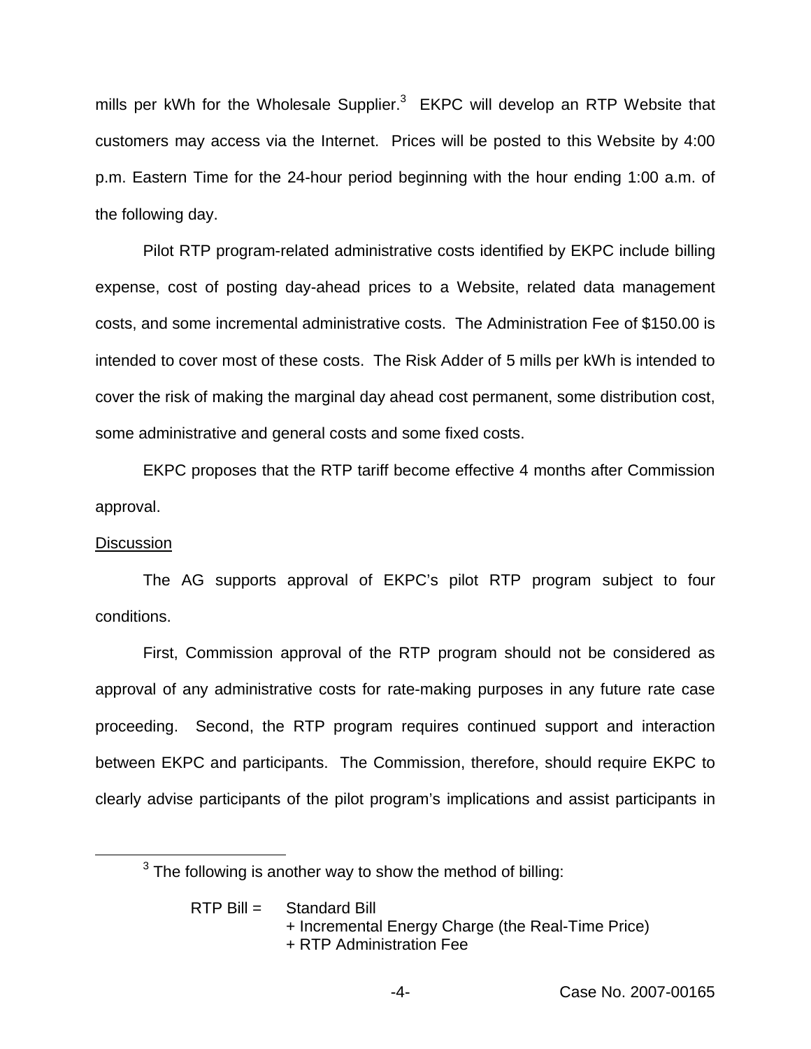mills per kWh for the Wholesale Supplier.[3] EKPC will develop an RTP Website that customers may access via the Internet. Prices will be posted to this Website by 4:00 p.m. Eastern Time for the 24-hour period beginning with the hour ending 1:00 a.m. of the following day.

Pilot RTP program-related administrative costs identified by EKPC include billing expense, cost of posting day-ahead prices to a Website, related data management costs, and some incremental administrative costs. The Administration Fee of $150.00 is intended to cover most of these costs. The Risk Adder of 5 mills per kWh is intended to cover the risk of making the marginal day ahead cost permanent, some distribution cost, some administrative and general costs and some fixed costs.

EKPC proposes that the RTP tariff become effective 4 months after Commission approval.

<u>Discussion</u>

The AG supports approval of EKPC's pilot RTP program subject to four conditions.

First, Commission approval of the RTP program should not be considered as approval of any administrative costs for rate-making purposes in any future rate case proceeding. Second, the RTP program requires continued support and interaction between EKPC and participants. The Commission, therefore, should require EKPC to clearly advise participants of the pilot program's implications and assist participants in

---

[3] The following is another way to show the method of billing:

RTP Bill = Standard Bill
+ Incremental Energy Charge (the Real-Time Price)
+ RTP Administration Fee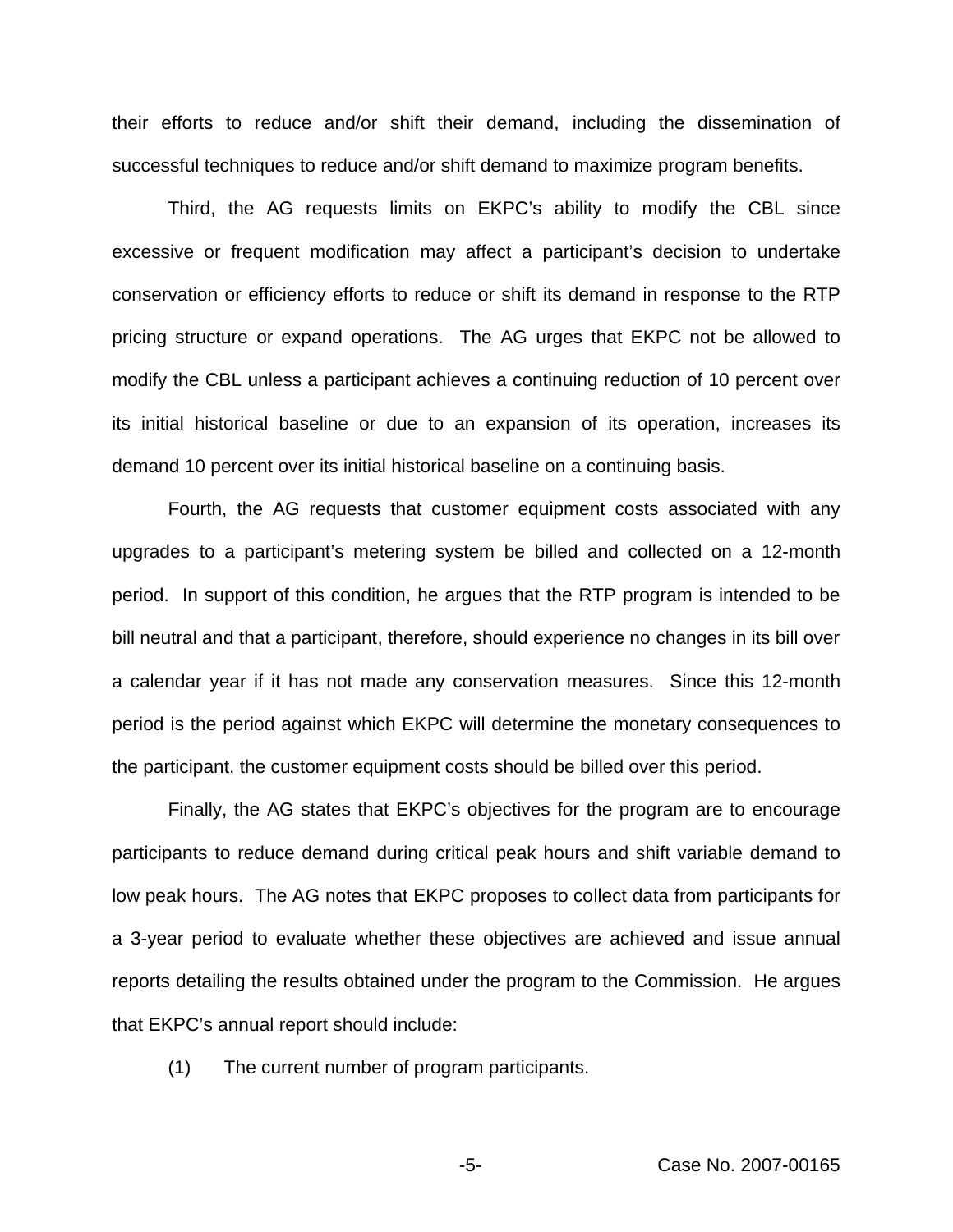their efforts to reduce and/or shift their demand, including the dissemination of successful techniques to reduce and/or shift demand to maximize program benefits.

Third, the AG requests limits on EKPC's ability to modify the CBL since excessive or frequent modification may affect a participant's decision to undertake conservation or efficiency efforts to reduce or shift its demand in response to the RTP pricing structure or expand operations. The AG urges that EKPC not be allowed to modify the CBL unless a participant achieves a continuing reduction of 10 percent over its initial historical baseline or due to an expansion of its operation, increases its demand 10 percent over its initial historical baseline on a continuing basis.

Fourth, the AG requests that customer equipment costs associated with any upgrades to a participant's metering system be billed and collected on a 12-month period. In support of this condition, he argues that the RTP program is intended to be bill neutral and that a participant, therefore, should experience no changes in its bill over a calendar year if it has not made any conservation measures. Since this 12-month period is the period against which EKPC will determine the monetary consequences to the participant, the customer equipment costs should be billed over this period.

Finally, the AG states that EKPC's objectives for the program are to encourage participants to reduce demand during critical peak hours and shift variable demand to low peak hours. The AG notes that EKPC proposes to collect data from participants for a 3-year period to evaluate whether these objectives are achieved and issue annual reports detailing the results obtained under the program to the Commission. He argues that EKPC's annual report should include:

(1) The current number of program participants.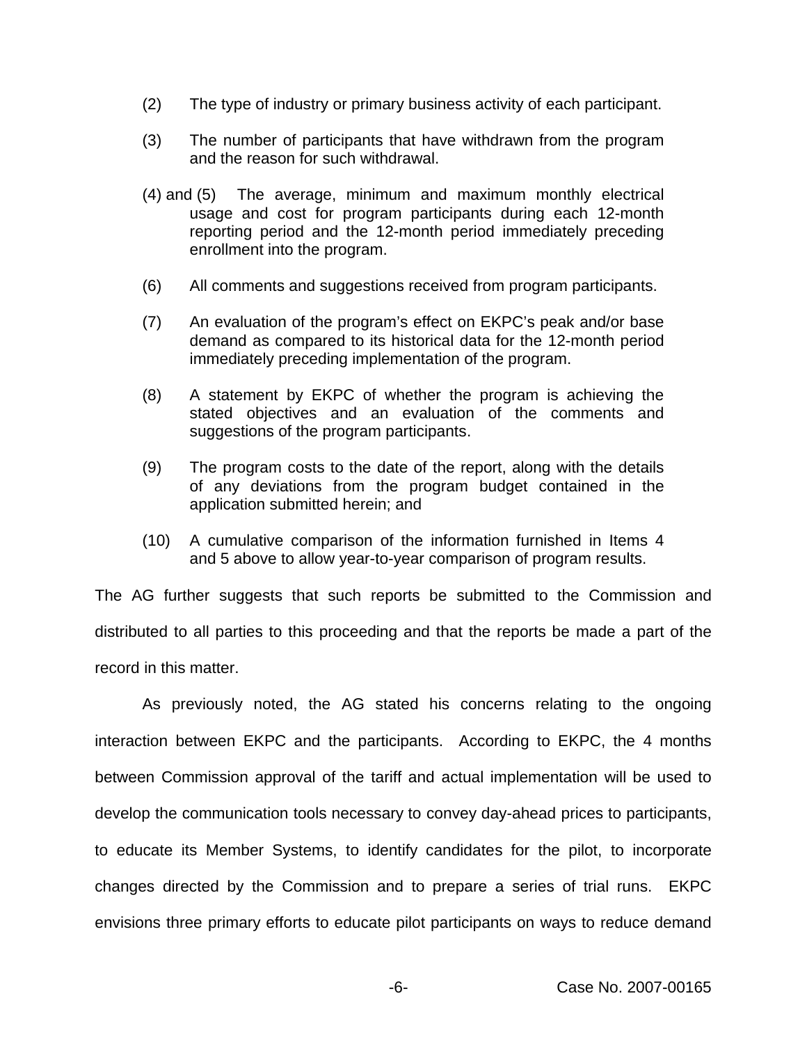(2) The type of industry or primary business activity of each participant.

(3) The number of participants that have withdrawn from the program and the reason for such withdrawal.

(4) and (5) The average, minimum and maximum monthly electrical usage and cost for program participants during each 12-month reporting period and the 12-month period immediately preceding enrollment into the program.

(6) All comments and suggestions received from program participants.

(7) An evaluation of the program's effect on EKPC's peak and/or base demand as compared to its historical data for the 12-month period immediately preceding implementation of the program.

(8) A statement by EKPC of whether the program is achieving the stated objectives and an evaluation of the comments and suggestions of the program participants.

(9) The program costs to the date of the report, along with the details of any deviations from the program budget contained in the application submitted herein; and

(10) A cumulative comparison of the information furnished in Items 4 and 5 above to allow year-to-year comparison of program results.

The AG further suggests that such reports be submitted to the Commission and distributed to all parties to this proceeding and that the reports be made a part of the record in this matter.

As previously noted, the AG stated his concerns relating to the ongoing interaction between EKPC and the participants. According to EKPC, the 4 months between Commission approval of the tariff and actual implementation will be used to develop the communication tools necessary to convey day-ahead prices to participants, to educate its Member Systems, to identify candidates for the pilot, to incorporate changes directed by the Commission and to prepare a series of trial runs. EKPC envisions three primary efforts to educate pilot participants on ways to reduce demand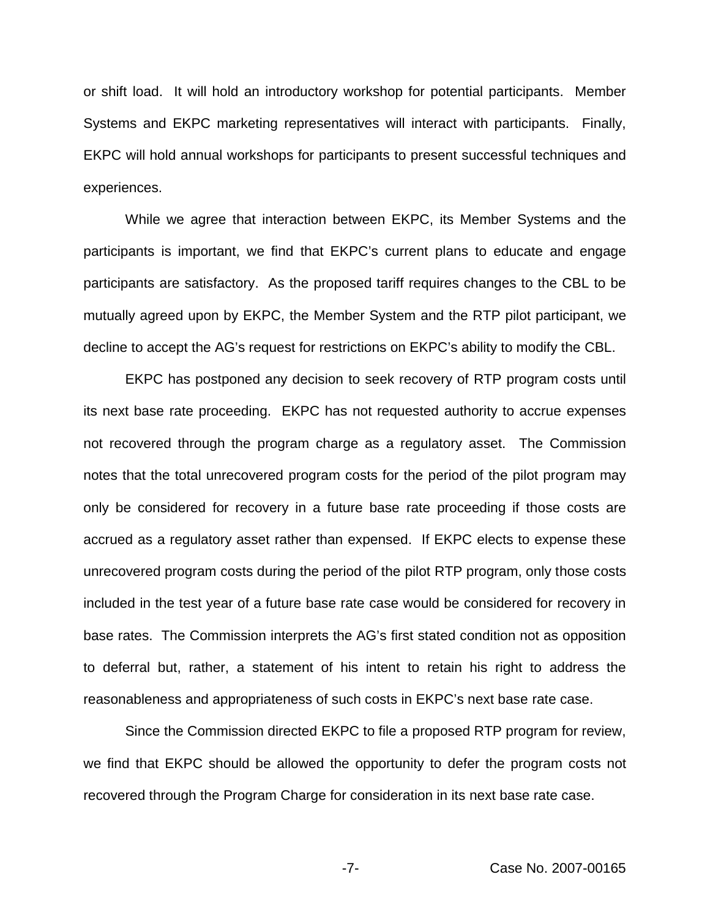or shift load. It will hold an introductory workshop for potential participants. Member Systems and EKPC marketing representatives will interact with participants. Finally, EKPC will hold annual workshops for participants to present successful techniques and experiences.

While we agree that interaction between EKPC, its Member Systems and the participants is important, we find that EKPC's current plans to educate and engage participants are satisfactory. As the proposed tariff requires changes to the CBL to be mutually agreed upon by EKPC, the Member System and the RTP pilot participant, we decline to accept the AG's request for restrictions on EKPC's ability to modify the CBL.

EKPC has postponed any decision to seek recovery of RTP program costs until its next base rate proceeding. EKPC has not requested authority to accrue expenses not recovered through the program charge as a regulatory asset. The Commission notes that the total unrecovered program costs for the period of the pilot program may only be considered for recovery in a future base rate proceeding if those costs are accrued as a regulatory asset rather than expensed. If EKPC elects to expense these unrecovered program costs during the period of the pilot RTP program, only those costs included in the test year of a future base rate case would be considered for recovery in base rates. The Commission interprets the AG's first stated condition not as opposition to deferral but, rather, a statement of his intent to retain his right to address the reasonableness and appropriateness of such costs in EKPC's next base rate case.

Since the Commission directed EKPC to file a proposed RTP program for review, we find that EKPC should be allowed the opportunity to defer the program costs not recovered through the Program Charge for consideration in its next base rate case.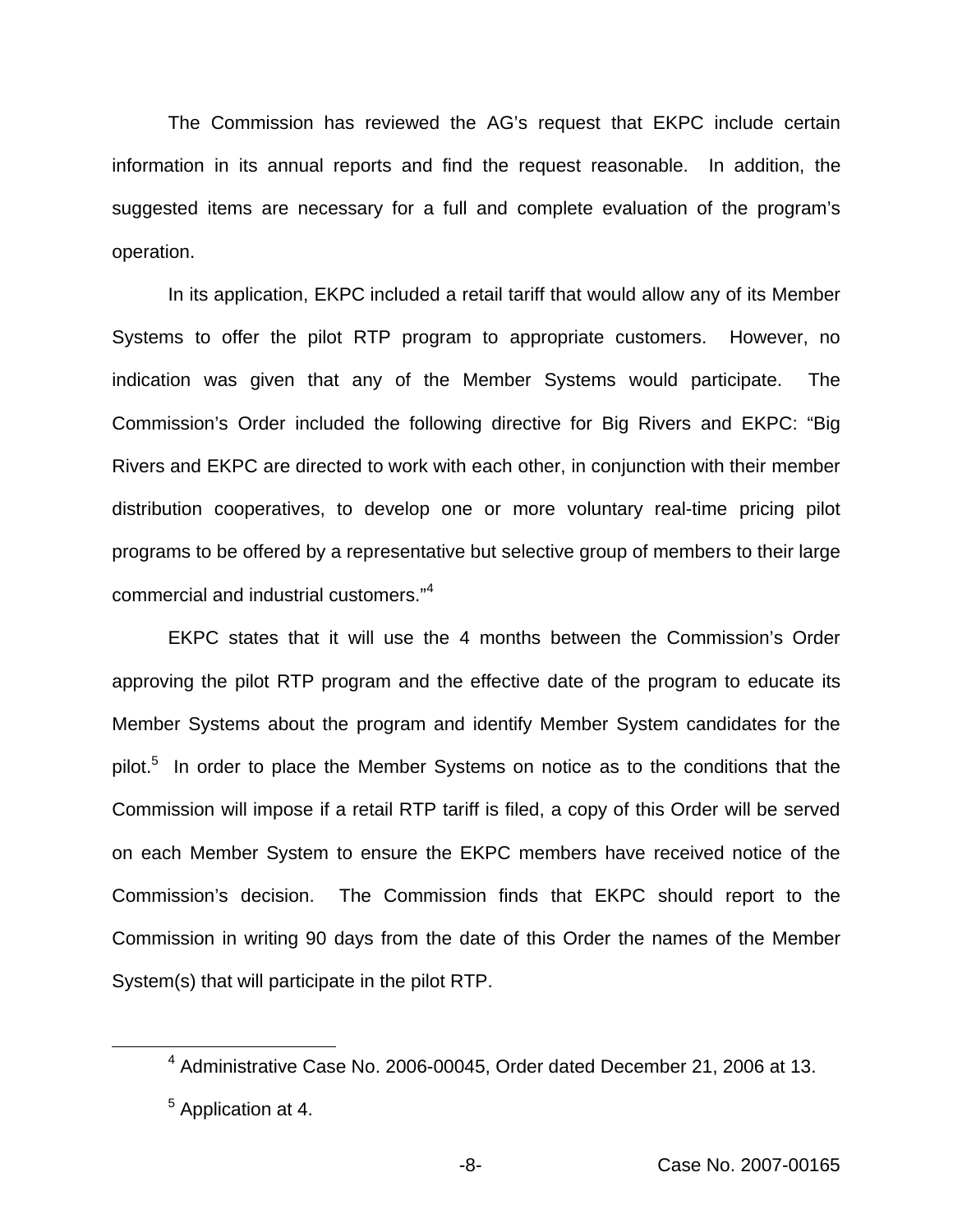The Commission has reviewed the AG's request that EKPC include certain information in its annual reports and find the request reasonable. In addition, the suggested items are necessary for a full and complete evaluation of the program's operation.

In its application, EKPC included a retail tariff that would allow any of its Member Systems to offer the pilot RTP program to appropriate customers. However, no indication was given that any of the Member Systems would participate. The Commission's Order included the following directive for Big Rivers and EKPC: "Big Rivers and EKPC are directed to work with each other, in conjunction with their member distribution cooperatives, to develop one or more voluntary real-time pricing pilot programs to be offered by a representative but selective group of members to their large commercial and industrial customers."[4]

EKPC states that it will use the 4 months between the Commission's Order approving the pilot RTP program and the effective date of the program to educate its Member Systems about the program and identify Member System candidates for the pilot.[5] In order to place the Member Systems on notice as to the conditions that the Commission will impose if a retail RTP tariff is filed, a copy of this Order will be served on each Member System to ensure the EKPC members have received notice of the Commission's decision. The Commission finds that EKPC should report to the Commission in writing 90 days from the date of this Order the names of the Member System(s) that will participate in the pilot RTP.

[4] Administrative Case No. 2006-00045, Order dated December 21, 2006 at 13.

[5] Application at 4.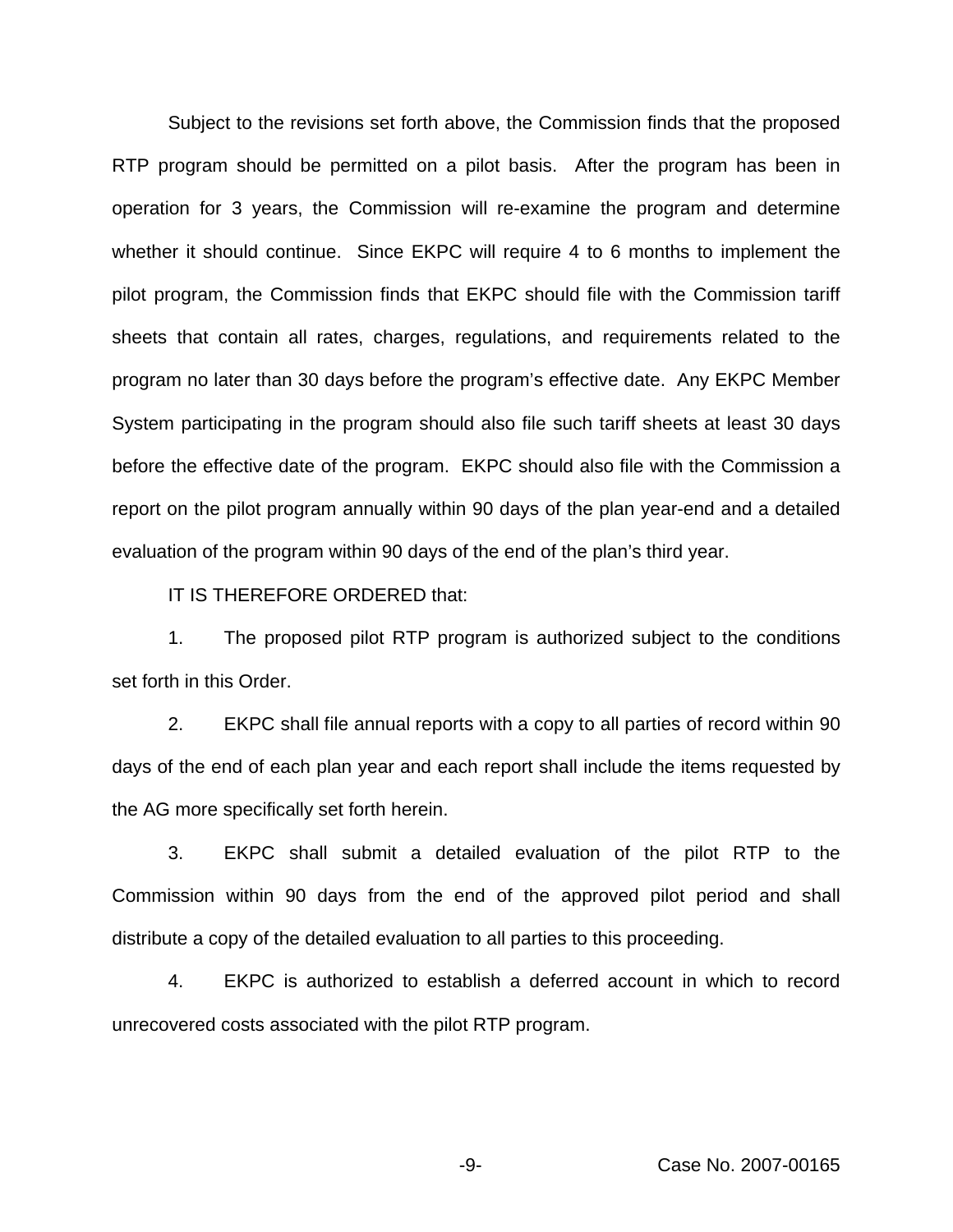Subject to the revisions set forth above, the Commission finds that the proposed RTP program should be permitted on a pilot basis. After the program has been in operation for 3 years, the Commission will re-examine the program and determine whether it should continue. Since EKPC will require 4 to 6 months to implement the pilot program, the Commission finds that EKPC should file with the Commission tariff sheets that contain all rates, charges, regulations, and requirements related to the program no later than 30 days before the program's effective date. Any EKPC Member System participating in the program should also file such tariff sheets at least 30 days before the effective date of the program. EKPC should also file with the Commission a report on the pilot program annually within 90 days of the plan year-end and a detailed evaluation of the program within 90 days of the end of the plan's third year.

IT IS THEREFORE ORDERED that:

1. The proposed pilot RTP program is authorized subject to the conditions set forth in this Order.

2. EKPC shall file annual reports with a copy to all parties of record within 90 days of the end of each plan year and each report shall include the items requested by the AG more specifically set forth herein.

3. EKPC shall submit a detailed evaluation of the pilot RTP to the Commission within 90 days from the end of the approved pilot period and shall distribute a copy of the detailed evaluation to all parties to this proceeding.

4. EKPC is authorized to establish a deferred account in which to record unrecovered costs associated with the pilot RTP program.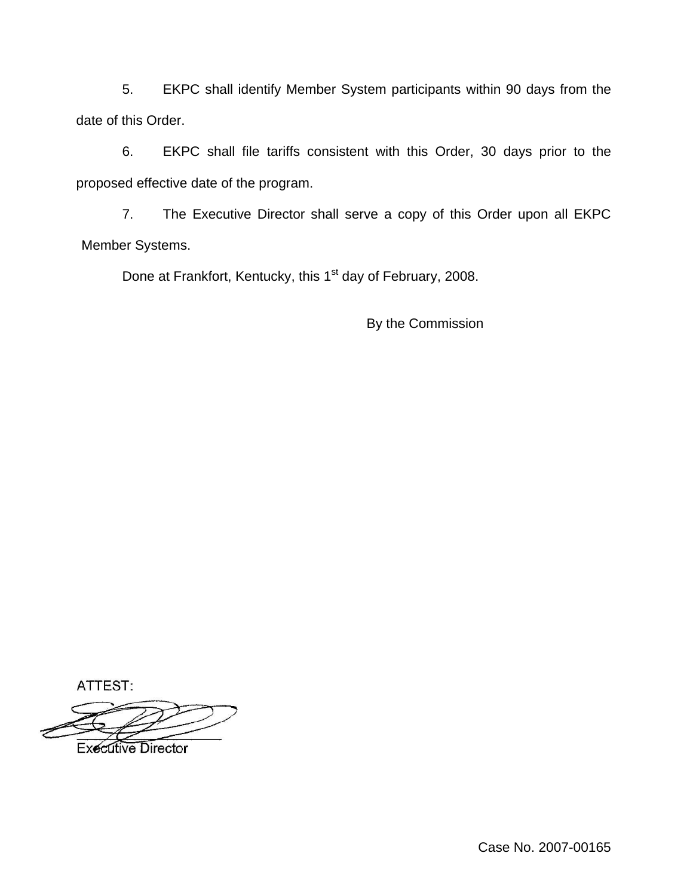5. EKPC shall identify Member System participants within 90 days from the date of this Order.

6. EKPC shall file tariffs consistent with this Order, 30 days prior to the proposed effective date of the program.

7. The Executive Director shall serve a copy of this Order upon all EKPC Member Systems.

Done at Frankfort, Kentucky, this 1st day of February, 2008.

By the Commission

ATTEST:

Executive Director

Case No. 2007-00165